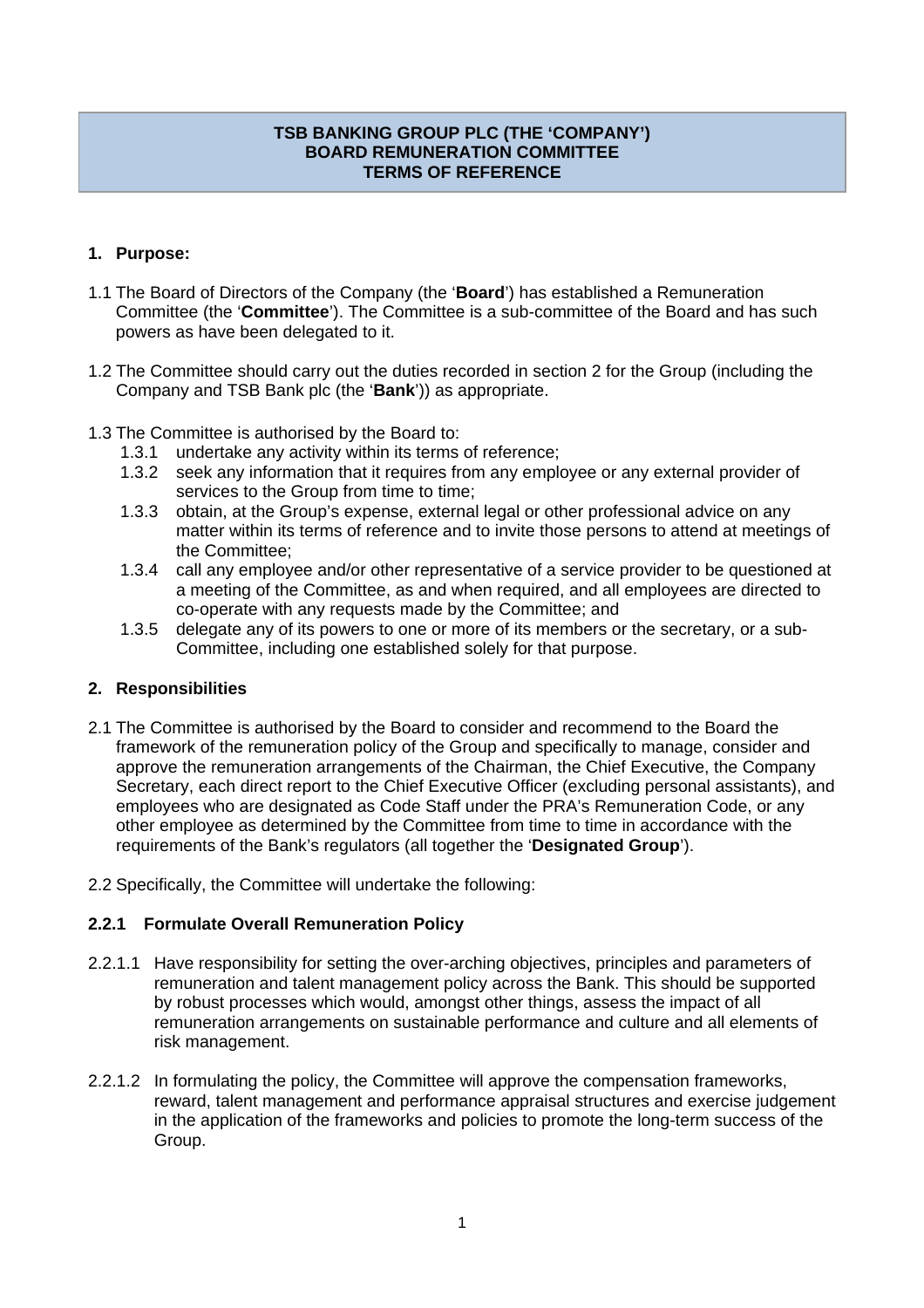**TSB BANKING GROUP PLC (THE 'COMPANY')**
**BOARD REMUNERATION COMMITTEE**
**TERMS OF REFERENCE**

## 1. Purpose:

1.1 The Board of Directors of the Company (the '**Board**') has established a Remuneration Committee (the '**Committee**'). The Committee is a sub-committee of the Board and has such powers as have been delegated to it.

1.2 The Committee should carry out the duties recorded in section 2 for the Group (including the Company and TSB Bank plc (the '**Bank**')) as appropriate.

1.3 The Committee is authorised by the Board to:

- 1.3.1 undertake any activity within its terms of reference;
- 1.3.2 seek any information that it requires from any employee or any external provider of services to the Group from time to time;
- 1.3.3 obtain, at the Group's expense, external legal or other professional advice on any matter within its terms of reference and to invite those persons to attend at meetings of the Committee;
- 1.3.4 call any employee and/or other representative of a service provider to be questioned at a meeting of the Committee, as and when required, and all employees are directed to co-operate with any requests made by the Committee; and
- 1.3.5 delegate any of its powers to one or more of its members or the secretary, or a sub-Committee, including one established solely for that purpose.

## 2. Responsibilities

2.1 The Committee is authorised by the Board to consider and recommend to the Board the framework of the remuneration policy of the Group and specifically to manage, consider and approve the remuneration arrangements of the Chairman, the Chief Executive, the Company Secretary, each direct report to the Chief Executive Officer (excluding personal assistants), and employees who are designated as Code Staff under the PRA's Remuneration Code, or any other employee as determined by the Committee from time to time in accordance with the requirements of the Bank's regulators (all together the '**Designated Group**').

2.2 Specifically, the Committee will undertake the following:

### 2.2.1 Formulate Overall Remuneration Policy

2.2.1.1 Have responsibility for setting the over-arching objectives, principles and parameters of remuneration and talent management policy across the Bank. This should be supported by robust processes which would, amongst other things, assess the impact of all remuneration arrangements on sustainable performance and culture and all elements of risk management.

2.2.1.2 In formulating the policy, the Committee will approve the compensation frameworks, reward, talent management and performance appraisal structures and exercise judgement in the application of the frameworks and policies to promote the long-term success of the Group.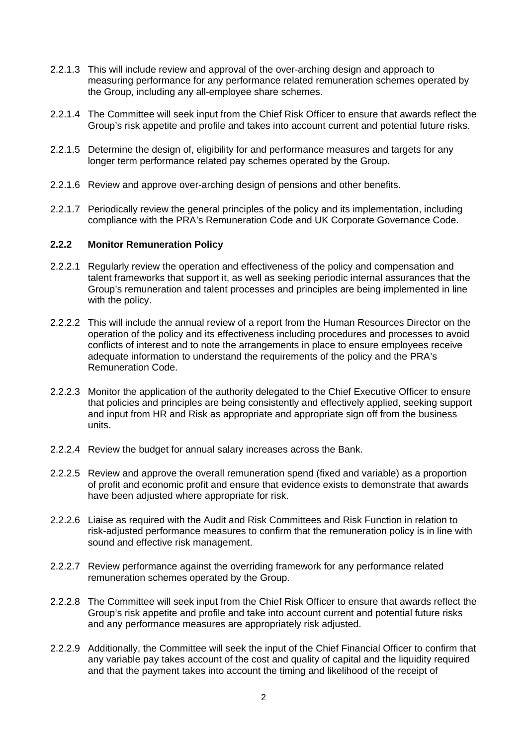2.2.1.3 This will include review and approval of the over-arching design and approach to measuring performance for any performance related remuneration schemes operated by the Group, including any all-employee share schemes.

2.2.1.4 The Committee will seek input from the Chief Risk Officer to ensure that awards reflect the Group's risk appetite and profile and takes into account current and potential future risks.

2.2.1.5 Determine the design of, eligibility for and performance measures and targets for any longer term performance related pay schemes operated by the Group.

2.2.1.6 Review and approve over-arching design of pensions and other benefits.

2.2.1.7 Periodically review the general principles of the policy and its implementation, including compliance with the PRA's Remuneration Code and UK Corporate Governance Code.

### 2.2.2 Monitor Remuneration Policy

2.2.2.1 Regularly review the operation and effectiveness of the policy and compensation and talent frameworks that support it, as well as seeking periodic internal assurances that the Group's remuneration and talent processes and principles are being implemented in line with the policy.

2.2.2.2 This will include the annual review of a report from the Human Resources Director on the operation of the policy and its effectiveness including procedures and processes to avoid conflicts of interest and to note the arrangements in place to ensure employees receive adequate information to understand the requirements of the policy and the PRA's Remuneration Code.

2.2.2.3 Monitor the application of the authority delegated to the Chief Executive Officer to ensure that policies and principles are being consistently and effectively applied, seeking support and input from HR and Risk as appropriate and appropriate sign off from the business units.

2.2.2.4 Review the budget for annual salary increases across the Bank.

2.2.2.5 Review and approve the overall remuneration spend (fixed and variable) as a proportion of profit and economic profit and ensure that evidence exists to demonstrate that awards have been adjusted where appropriate for risk.

2.2.2.6 Liaise as required with the Audit and Risk Committees and Risk Function in relation to risk-adjusted performance measures to confirm that the remuneration policy is in line with sound and effective risk management.

2.2.2.7 Review performance against the overriding framework for any performance related remuneration schemes operated by the Group.

2.2.2.8 The Committee will seek input from the Chief Risk Officer to ensure that awards reflect the Group's risk appetite and profile and take into account current and potential future risks and any performance measures are appropriately risk adjusted.

2.2.2.9 Additionally, the Committee will seek the input of the Chief Financial Officer to confirm that any variable pay takes account of the cost and quality of capital and the liquidity required and that the payment takes into account the timing and likelihood of the receipt of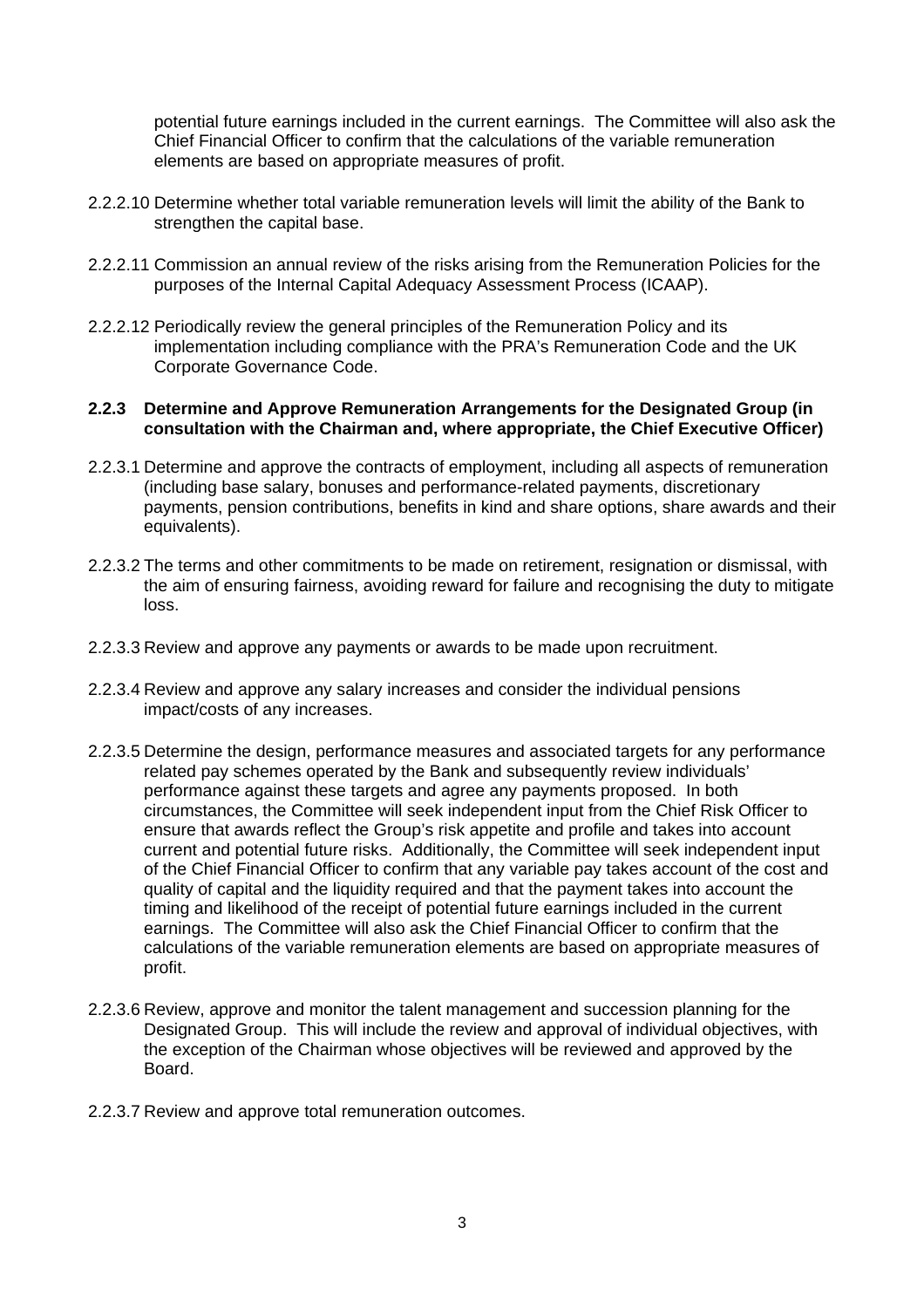potential future earnings included in the current earnings. The Committee will also ask the Chief Financial Officer to confirm that the calculations of the variable remuneration elements are based on appropriate measures of profit.

2.2.2.10 Determine whether total variable remuneration levels will limit the ability of the Bank to strengthen the capital base.

2.2.2.11 Commission an annual review of the risks arising from the Remuneration Policies for the purposes of the Internal Capital Adequacy Assessment Process (ICAAP).

2.2.2.12 Periodically review the general principles of the Remuneration Policy and its implementation including compliance with the PRA's Remuneration Code and the UK Corporate Governance Code.

**2.2.3 Determine and Approve Remuneration Arrangements for the Designated Group (in consultation with the Chairman and, where appropriate, the Chief Executive Officer)**

2.2.3.1 Determine and approve the contracts of employment, including all aspects of remuneration (including base salary, bonuses and performance-related payments, discretionary payments, pension contributions, benefits in kind and share options, share awards and their equivalents).

2.2.3.2 The terms and other commitments to be made on retirement, resignation or dismissal, with the aim of ensuring fairness, avoiding reward for failure and recognising the duty to mitigate loss.

2.2.3.3 Review and approve any payments or awards to be made upon recruitment.

2.2.3.4 Review and approve any salary increases and consider the individual pensions impact/costs of any increases.

2.2.3.5 Determine the design, performance measures and associated targets for any performance related pay schemes operated by the Bank and subsequently review individuals' performance against these targets and agree any payments proposed. In both circumstances, the Committee will seek independent input from the Chief Risk Officer to ensure that awards reflect the Group's risk appetite and profile and takes into account current and potential future risks. Additionally, the Committee will seek independent input of the Chief Financial Officer to confirm that any variable pay takes account of the cost and quality of capital and the liquidity required and that the payment takes into account the timing and likelihood of the receipt of potential future earnings included in the current earnings. The Committee will also ask the Chief Financial Officer to confirm that the calculations of the variable remuneration elements are based on appropriate measures of profit.

2.2.3.6 Review, approve and monitor the talent management and succession planning for the Designated Group. This will include the review and approval of individual objectives, with the exception of the Chairman whose objectives will be reviewed and approved by the Board.

2.2.3.7 Review and approve total remuneration outcomes.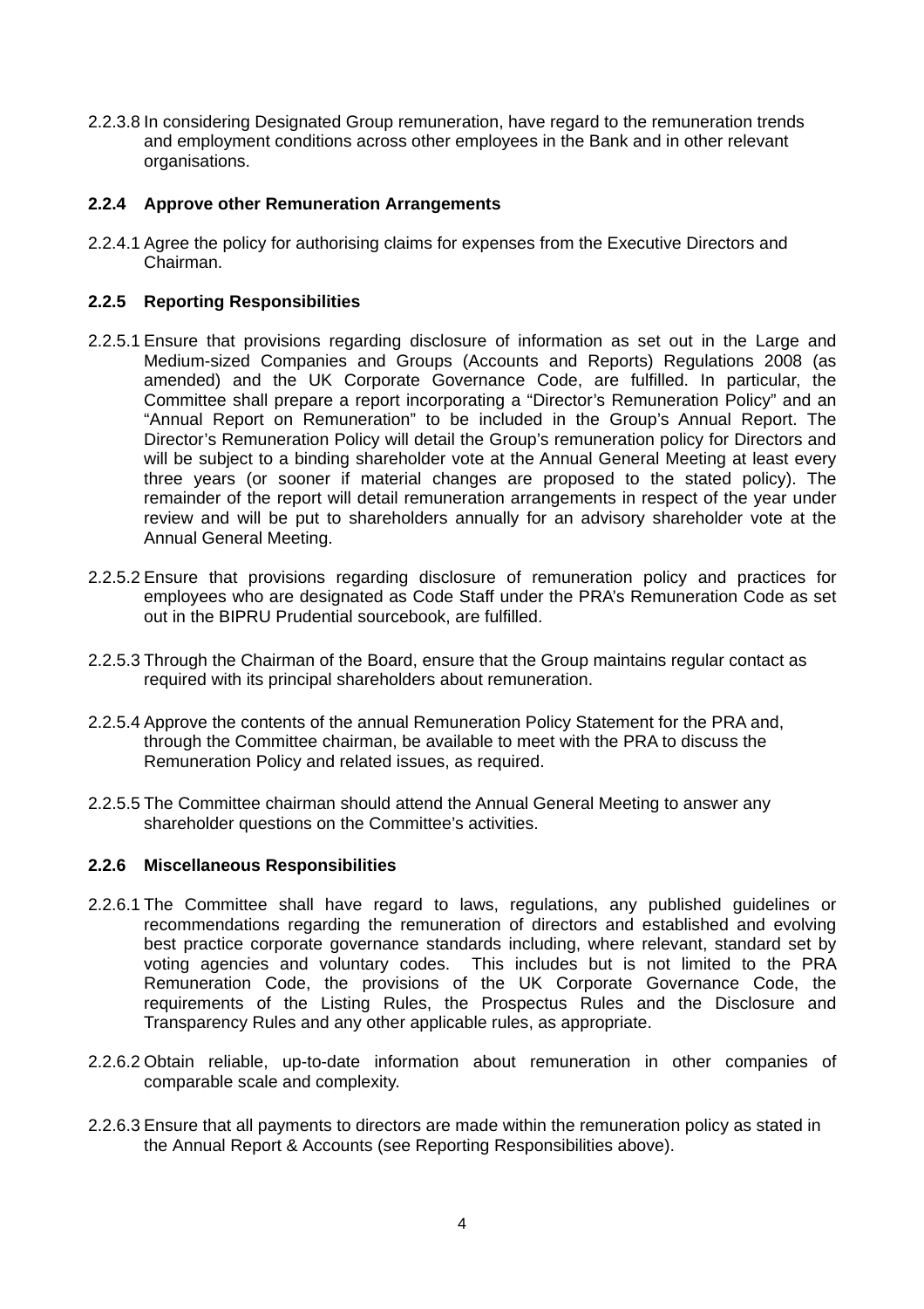2.2.3.8 In considering Designated Group remuneration, have regard to the remuneration trends and employment conditions across other employees in the Bank and in other relevant organisations.

### 2.2.4 Approve other Remuneration Arrangements

2.2.4.1 Agree the policy for authorising claims for expenses from the Executive Directors and Chairman.

### 2.2.5 Reporting Responsibilities

2.2.5.1 Ensure that provisions regarding disclosure of information as set out in the Large and Medium-sized Companies and Groups (Accounts and Reports) Regulations 2008 (as amended) and the UK Corporate Governance Code, are fulfilled. In particular, the Committee shall prepare a report incorporating a "Director's Remuneration Policy" and an "Annual Report on Remuneration" to be included in the Group's Annual Report. The Director's Remuneration Policy will detail the Group's remuneration policy for Directors and will be subject to a binding shareholder vote at the Annual General Meeting at least every three years (or sooner if material changes are proposed to the stated policy). The remainder of the report will detail remuneration arrangements in respect of the year under review and will be put to shareholders annually for an advisory shareholder vote at the Annual General Meeting.

2.2.5.2 Ensure that provisions regarding disclosure of remuneration policy and practices for employees who are designated as Code Staff under the PRA's Remuneration Code as set out in the BIPRU Prudential sourcebook, are fulfilled.

2.2.5.3 Through the Chairman of the Board, ensure that the Group maintains regular contact as required with its principal shareholders about remuneration.

2.2.5.4 Approve the contents of the annual Remuneration Policy Statement for the PRA and, through the Committee chairman, be available to meet with the PRA to discuss the Remuneration Policy and related issues, as required.

2.2.5.5 The Committee chairman should attend the Annual General Meeting to answer any shareholder questions on the Committee's activities.

### 2.2.6 Miscellaneous Responsibilities

2.2.6.1 The Committee shall have regard to laws, regulations, any published guidelines or recommendations regarding the remuneration of directors and established and evolving best practice corporate governance standards including, where relevant, standard set by voting agencies and voluntary codes. This includes but is not limited to the PRA Remuneration Code, the provisions of the UK Corporate Governance Code, the requirements of the Listing Rules, the Prospectus Rules and the Disclosure and Transparency Rules and any other applicable rules, as appropriate.

2.2.6.2 Obtain reliable, up-to-date information about remuneration in other companies of comparable scale and complexity.

2.2.6.3 Ensure that all payments to directors are made within the remuneration policy as stated in the Annual Report & Accounts (see Reporting Responsibilities above).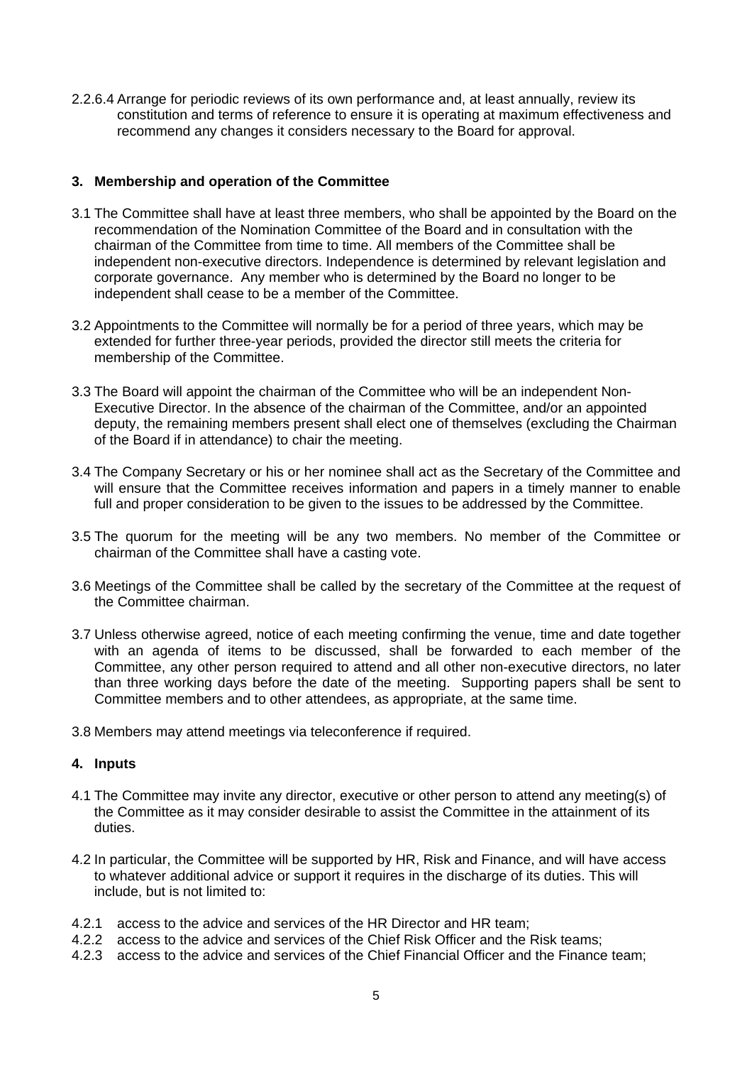2.2.6.4 Arrange for periodic reviews of its own performance and, at least annually, review its constitution and terms of reference to ensure it is operating at maximum effectiveness and recommend any changes it considers necessary to the Board for approval.

## 3. Membership and operation of the Committee

3.1 The Committee shall have at least three members, who shall be appointed by the Board on the recommendation of the Nomination Committee of the Board and in consultation with the chairman of the Committee from time to time. All members of the Committee shall be independent non-executive directors. Independence is determined by relevant legislation and corporate governance. Any member who is determined by the Board no longer to be independent shall cease to be a member of the Committee.

3.2 Appointments to the Committee will normally be for a period of three years, which may be extended for further three-year periods, provided the director still meets the criteria for membership of the Committee.

3.3 The Board will appoint the chairman of the Committee who will be an independent Non-Executive Director. In the absence of the chairman of the Committee, and/or an appointed deputy, the remaining members present shall elect one of themselves (excluding the Chairman of the Board if in attendance) to chair the meeting.

3.4 The Company Secretary or his or her nominee shall act as the Secretary of the Committee and will ensure that the Committee receives information and papers in a timely manner to enable full and proper consideration to be given to the issues to be addressed by the Committee.

3.5 The quorum for the meeting will be any two members. No member of the Committee or chairman of the Committee shall have a casting vote.

3.6 Meetings of the Committee shall be called by the secretary of the Committee at the request of the Committee chairman.

3.7 Unless otherwise agreed, notice of each meeting confirming the venue, time and date together with an agenda of items to be discussed, shall be forwarded to each member of the Committee, any other person required to attend and all other non-executive directors, no later than three working days before the date of the meeting. Supporting papers shall be sent to Committee members and to other attendees, as appropriate, at the same time.

3.8 Members may attend meetings via teleconference if required.

## 4. Inputs

4.1 The Committee may invite any director, executive or other person to attend any meeting(s) of the Committee as it may consider desirable to assist the Committee in the attainment of its duties.

4.2 In particular, the Committee will be supported by HR, Risk and Finance, and will have access to whatever additional advice or support it requires in the discharge of its duties. This will include, but is not limited to:

4.2.1 access to the advice and services of the HR Director and HR team;
4.2.2 access to the advice and services of the Chief Risk Officer and the Risk teams;
4.2.3 access to the advice and services of the Chief Financial Officer and the Finance team;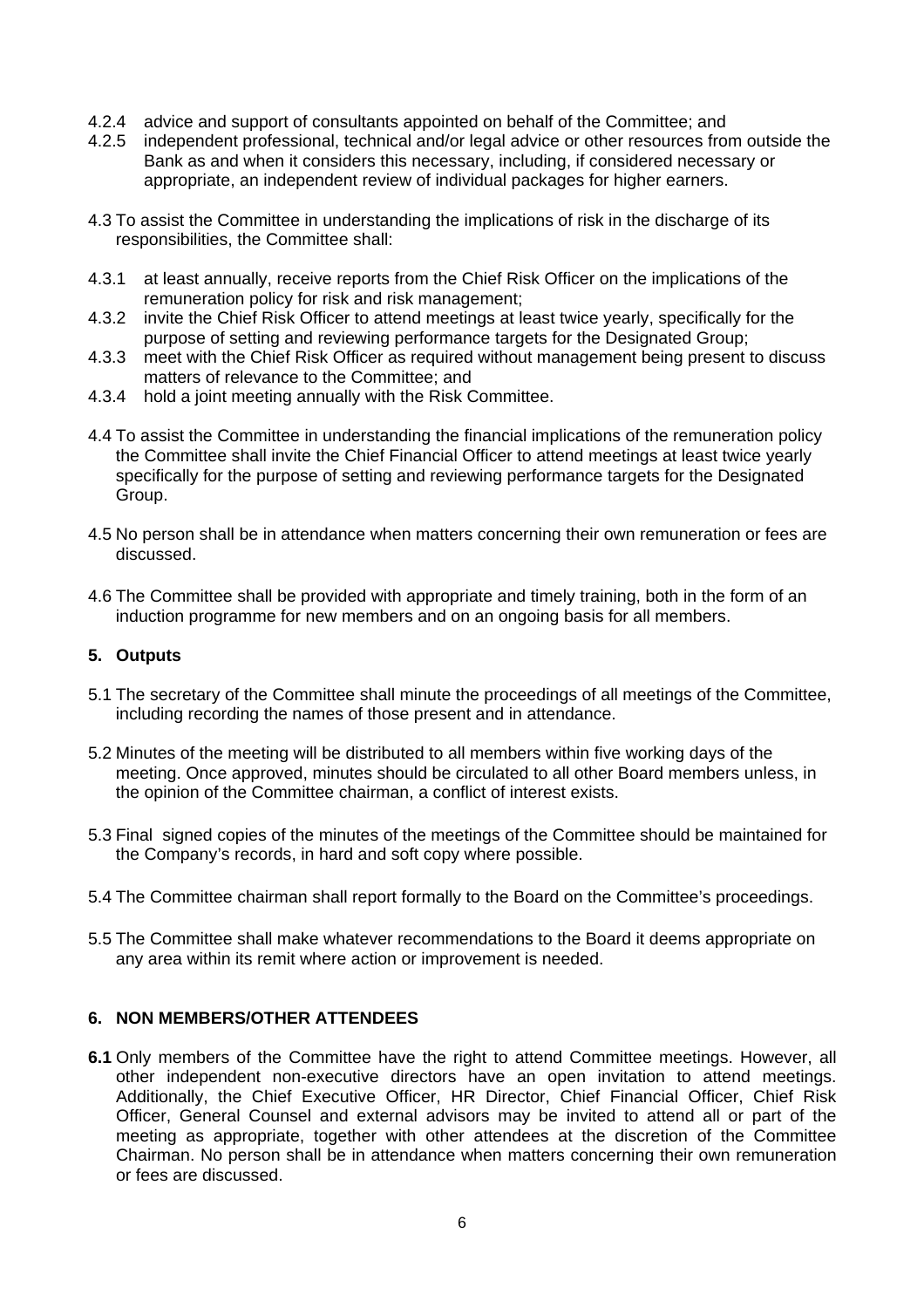4.2.4 advice and support of consultants appointed on behalf of the Committee; and

4.2.5 independent professional, technical and/or legal advice or other resources from outside the Bank as and when it considers this necessary, including, if considered necessary or appropriate, an independent review of individual packages for higher earners.

4.3 To assist the Committee in understanding the implications of risk in the discharge of its responsibilities, the Committee shall:

4.3.1 at least annually, receive reports from the Chief Risk Officer on the implications of the remuneration policy for risk and risk management;

4.3.2 invite the Chief Risk Officer to attend meetings at least twice yearly, specifically for the purpose of setting and reviewing performance targets for the Designated Group;

4.3.3 meet with the Chief Risk Officer as required without management being present to discuss matters of relevance to the Committee; and

4.3.4 hold a joint meeting annually with the Risk Committee.

4.4 To assist the Committee in understanding the financial implications of the remuneration policy the Committee shall invite the Chief Financial Officer to attend meetings at least twice yearly specifically for the purpose of setting and reviewing performance targets for the Designated Group.

4.5 No person shall be in attendance when matters concerning their own remuneration or fees are discussed.

4.6 The Committee shall be provided with appropriate and timely training, both in the form of an induction programme for new members and on an ongoing basis for all members.

## 5. Outputs

5.1 The secretary of the Committee shall minute the proceedings of all meetings of the Committee, including recording the names of those present and in attendance.

5.2 Minutes of the meeting will be distributed to all members within five working days of the meeting. Once approved, minutes should be circulated to all other Board members unless, in the opinion of the Committee chairman, a conflict of interest exists.

5.3 Final signed copies of the minutes of the meetings of the Committee should be maintained for the Company's records, in hard and soft copy where possible.

5.4 The Committee chairman shall report formally to the Board on the Committee's proceedings.

5.5 The Committee shall make whatever recommendations to the Board it deems appropriate on any area within its remit where action or improvement is needed.

## 6. NON MEMBERS/OTHER ATTENDEES

**6.1** Only members of the Committee have the right to attend Committee meetings. However, all other independent non-executive directors have an open invitation to attend meetings. Additionally, the Chief Executive Officer, HR Director, Chief Financial Officer, Chief Risk Officer, General Counsel and external advisors may be invited to attend all or part of the meeting as appropriate, together with other attendees at the discretion of the Committee Chairman. No person shall be in attendance when matters concerning their own remuneration or fees are discussed.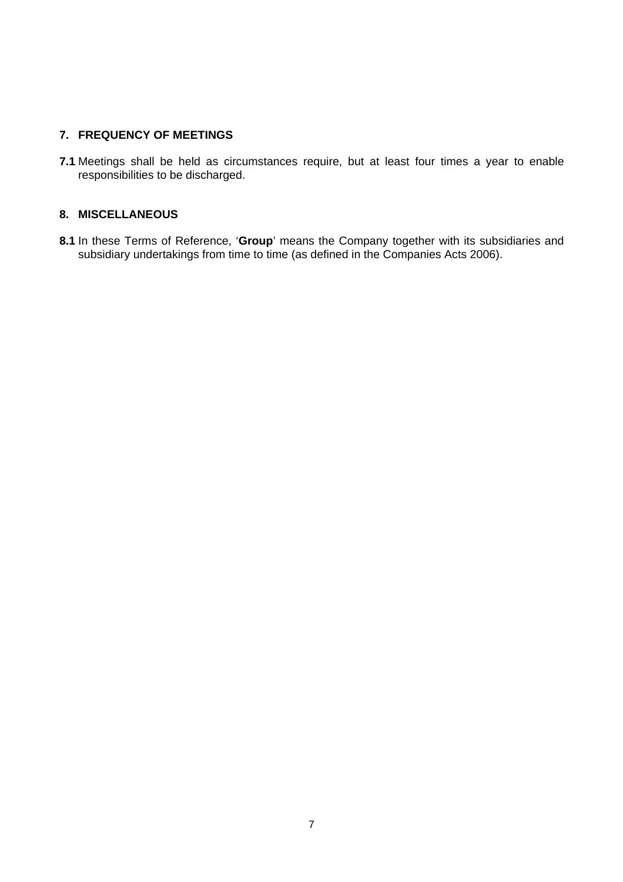## 7. FREQUENCY OF MEETINGS

**7.1** Meetings shall be held as circumstances require, but at least four times a year to enable responsibilities to be discharged.

## 8. MISCELLANEOUS

**8.1** In these Terms of Reference, '**Group**' means the Company together with its subsidiaries and subsidiary undertakings from time to time (as defined in the Companies Acts 2006).